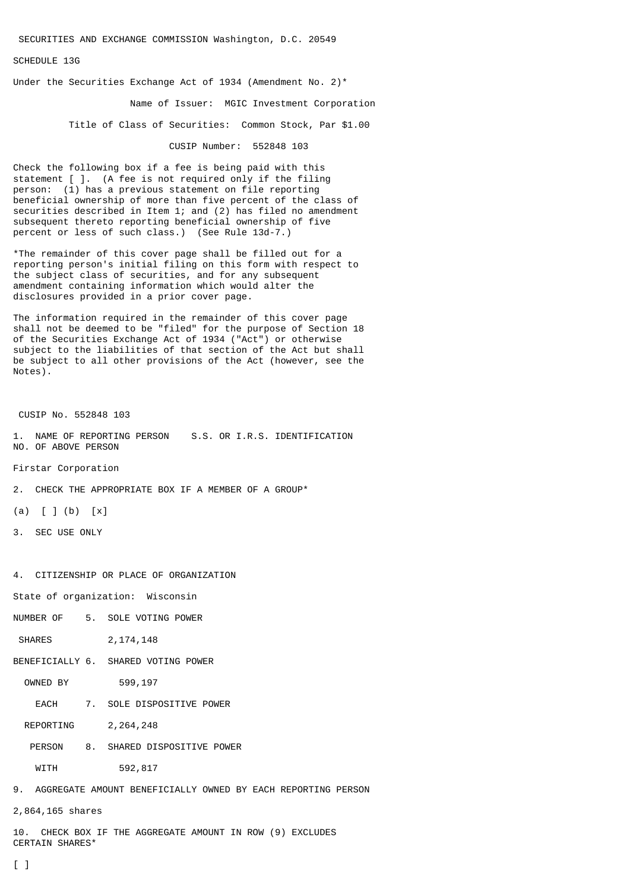SECURITIES AND EXCHANGE COMMISSION Washington, D.C. 20549

SCHEDULE 13G

Under the Securities Exchange Act of 1934 (Amendment No. 2)*

Name of Issuer: MGIC Investment Corporation

Title of Class of Securities: Common Stock, Par $1.00

CUSIP Number: 552848 103

Check the following box if a fee is being paid with this statement [ ]. (A fee is not required only if the filing person: (1) has a previous statement on file reporting beneficial ownership of more than five percent of the class of securities described in Item 1; and (2) has filed no amendment subsequent thereto reporting beneficial ownership of five percent or less of such class.) (See Rule 13d-7.)

*The remainder of this cover page shall be filled out for a reporting person's initial filing on this form with respect to the subject class of securities, and for any subsequent amendment containing information which would alter the disclosures provided in a prior cover page.

The information required in the remainder of this cover page shall not be deemed to be "filed" for the purpose of Section 18 of the Securities Exchange Act of 1934 ("Act") or otherwise subject to the liabilities of that section of the Act but shall be subject to all other provisions of the Act (however, see the Notes).

CUSIP No. 552848 103

1. NAME OF REPORTING PERSON S.S. OR I.R.S. IDENTIFICATION NO. OF ABOVE PERSON

Firstar Corporation

2. CHECK THE APPROPRIATE BOX IF A MEMBER OF A GROUP*

(a) [ ] (b) [x]

3. SEC USE ONLY

4. CITIZENSHIP OR PLACE OF ORGANIZATION

State of organization: Wisconsin

| NUMBER OF SHARES BENEFICIALLY OWNED BY EACH REPORTING PERSON WITH | |
|---|---|
| 5. SOLE VOTING POWER | 2,174,148 |
| 6. SHARED VOTING POWER | 599,197 |
| 7. SOLE DISPOSITIVE POWER | 2,264,248 |
| 8. SHARED DISPOSITIVE POWER | 592,817 |

9. AGGREGATE AMOUNT BENEFICIALLY OWNED BY EACH REPORTING PERSON

2,864,165 shares

10. CHECK BOX IF THE AGGREGATE AMOUNT IN ROW (9) EXCLUDES CERTAIN SHARES*

[ ]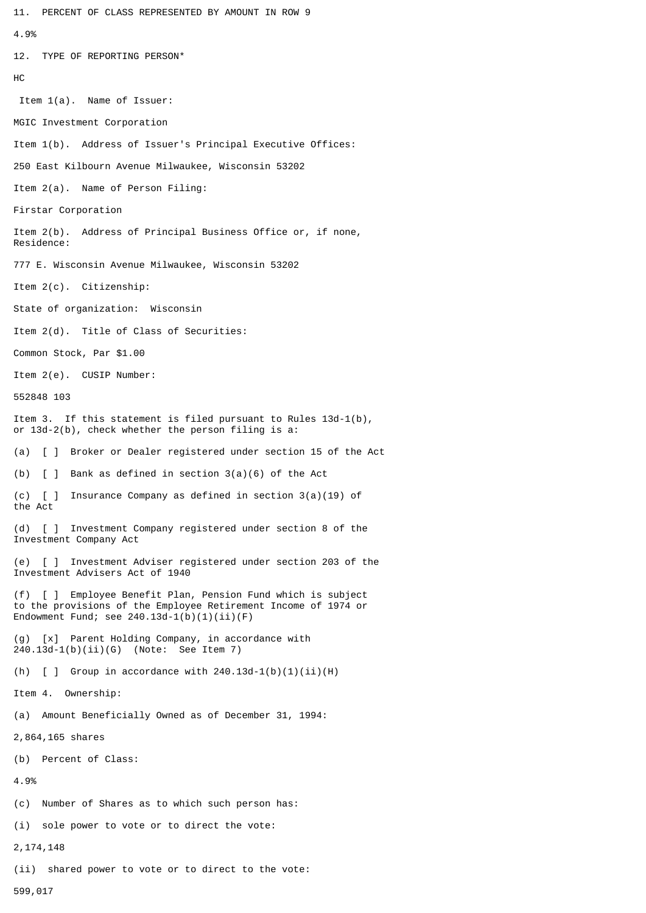11. PERCENT OF CLASS REPRESENTED BY AMOUNT IN ROW 9

4.9%

12. TYPE OF REPORTING PERSON*

HC

Item 1(a). Name of Issuer:

MGIC Investment Corporation

Item 1(b). Address of Issuer's Principal Executive Offices:

250 East Kilbourn Avenue Milwaukee, Wisconsin 53202

Item 2(a). Name of Person Filing:

Firstar Corporation

Item 2(b). Address of Principal Business Office or, if none, Residence:

777 E. Wisconsin Avenue Milwaukee, Wisconsin 53202

Item 2(c). Citizenship:

State of organization: Wisconsin

Item 2(d). Title of Class of Securities:

Common Stock, Par $1.00

Item 2(e). CUSIP Number:

552848 103

Item 3. If this statement is filed pursuant to Rules 13d-1(b), or 13d-2(b), check whether the person filing is a:

(a) [ ] Broker or Dealer registered under section 15 of the Act

(b) [ ] Bank as defined in section 3(a)(6) of the Act

(c) [ ] Insurance Company as defined in section 3(a)(19) of the Act

(d) [ ] Investment Company registered under section 8 of the Investment Company Act

(e) [ ] Investment Adviser registered under section 203 of the Investment Advisers Act of 1940

(f) [ ] Employee Benefit Plan, Pension Fund which is subject to the provisions of the Employee Retirement Income of 1974 or Endowment Fund; see 240.13d-1(b)(1)(ii)(F)

(g) [x] Parent Holding Company, in accordance with 240.13d-1(b)(ii)(G) (Note: See Item 7)

(h) [ ] Group in accordance with 240.13d-1(b)(1)(ii)(H)

Item 4. Ownership:

(a) Amount Beneficially Owned as of December 31, 1994:

2,864,165 shares

(b) Percent of Class:

4.9%

(c) Number of Shares as to which such person has:

(i) sole power to vote or to direct the vote:

2,174,148

(ii) shared power to vote or to direct to the vote:

599,017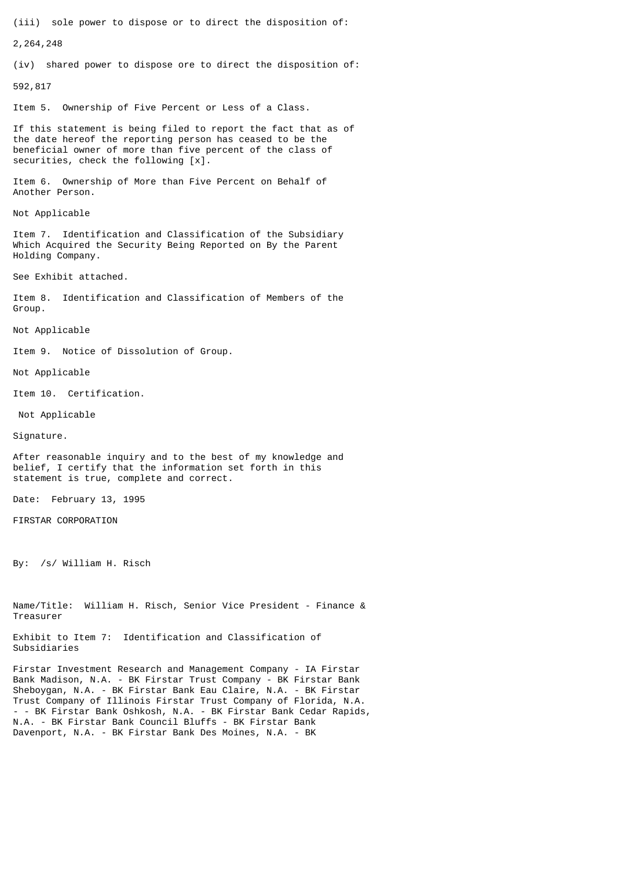(iii) sole power to dispose or to direct the disposition of:

2,264,248

(iv) shared power to dispose ore to direct the disposition of:

592,817

Item 5. Ownership of Five Percent or Less of a Class.

If this statement is being filed to report the fact that as of the date hereof the reporting person has ceased to be the beneficial owner of more than five percent of the class of securities, check the following [x].

Item 6. Ownership of More than Five Percent on Behalf of Another Person.

Not Applicable

Item 7. Identification and Classification of the Subsidiary Which Acquired the Security Being Reported on By the Parent Holding Company.

See Exhibit attached.

Item 8. Identification and Classification of Members of the Group.

Not Applicable

Item 9. Notice of Dissolution of Group.

Not Applicable

Item 10. Certification.

Not Applicable

Signature.

After reasonable inquiry and to the best of my knowledge and belief, I certify that the information set forth in this statement is true, complete and correct.

Date: February 13, 1995

FIRSTAR CORPORATION

By: /s/ William H. Risch

Name/Title: William H. Risch, Senior Vice President - Finance & Treasurer

Exhibit to Item 7: Identification and Classification of Subsidiaries

Firstar Investment Research and Management Company - IA Firstar Bank Madison, N.A. - BK Firstar Trust Company - BK Firstar Bank Sheboygan, N.A. - BK Firstar Bank Eau Claire, N.A. - BK Firstar Trust Company of Illinois Firstar Trust Company of Florida, N.A. - - BK Firstar Bank Oshkosh, N.A. - BK Firstar Bank Cedar Rapids, N.A. - BK Firstar Bank Council Bluffs - BK Firstar Bank Davenport, N.A. - BK Firstar Bank Des Moines, N.A. - BK